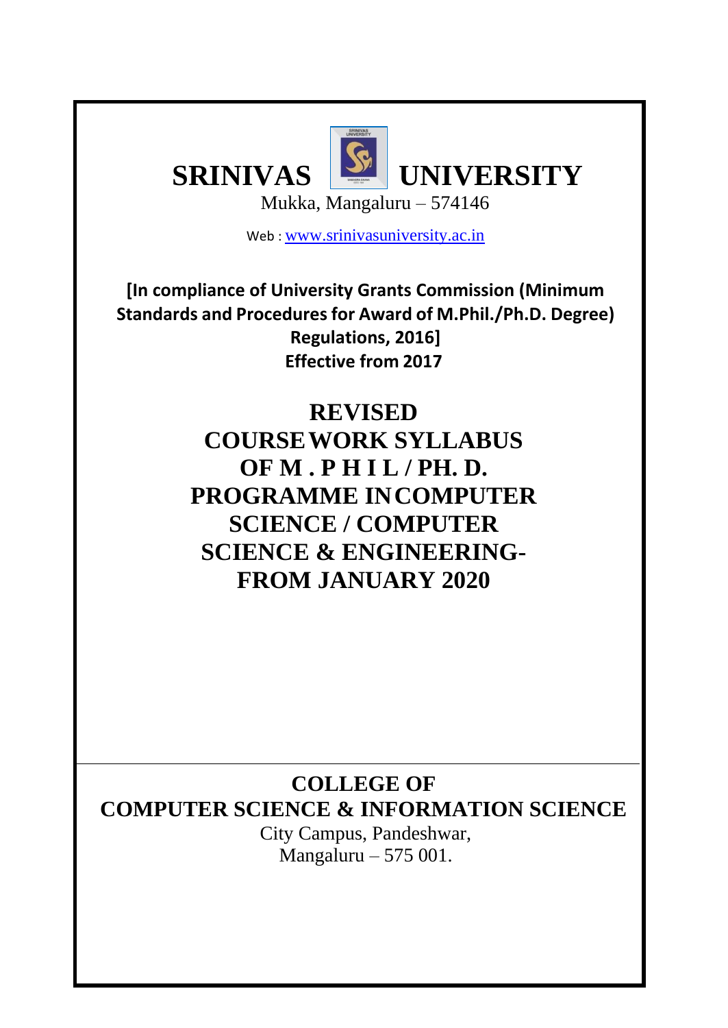# SRINIVAS UNIVERSITY

Mukka, Mangaluru – 574146

Web : www.srinivasuniversity.ac.in

**[In compliance of University Grants Commission (Minimum Standards and Procedures for Award of M.Phil./Ph.D. Degree) Regulations, 2016]**
**Effective from 2017**

## REVISED COURSEWORK SYLLABUS OF M . P H I L / PH. D. PROGRAMME IN COMPUTER SCIENCE / COMPUTER SCIENCE & ENGINEERING- FROM JANUARY 2020

## COLLEGE OF COMPUTER SCIENCE & INFORMATION SCIENCE

City Campus, Pandeshwar,
Mangaluru – 575 001.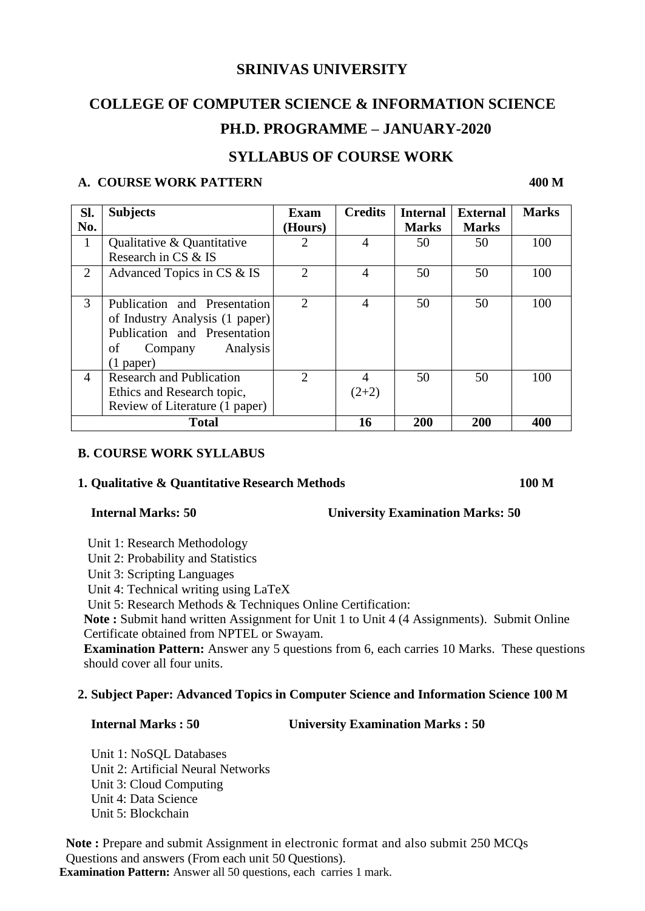# SRINIVAS UNIVERSITY

## COLLEGE OF COMPUTER SCIENCE & INFORMATION SCIENCE

## PH.D. PROGRAMME – JANUARY-2020

## SYLLABUS OF COURSE WORK

### A. COURSE WORK PATTERN **400 M**

| Sl. No. | Subjects | Exam (Hours) | Credits | Internal Marks | External Marks | Marks |
|---|---|---|---|---|---|---|
| 1 | Qualitative & Quantitative Research in CS & IS | 2 | 4 | 50 | 50 | 100 |
| 2 | Advanced Topics in CS & IS | 2 | 4 | 50 | 50 | 100 |
| 3 | Publication and Presentation of Industry Analysis (1 paper) Publication and Presentation of Company Analysis (1 paper) | 2 | 4 | 50 | 50 | 100 |
| 4 | Research and Publication Ethics and Research topic, Review of Literature (1 paper) | 2 | 4 (2+2) | 50 | 50 | 100 |
| | **Total** | | **16** | **200** | **200** | **400** |

### B. COURSE WORK SYLLABUS

**1. Qualitative & Quantitative Research Methods** **100 M**

**Internal Marks: 50** **University Examination Marks: 50**

Unit 1: Research Methodology
Unit 2: Probability and Statistics
Unit 3: Scripting Languages
Unit 4: Technical writing using LaTeX
Unit 5: Research Methods & Techniques Online Certification:

**Note :** Submit hand written Assignment for Unit 1 to Unit 4 (4 Assignments). Submit Online Certificate obtained from NPTEL or Swayam.

**Examination Pattern:** Answer any 5 questions from 6, each carries 10 Marks. These questions should cover all four units.

**2. Subject Paper: Advanced Topics in Computer Science and Information Science 100 M**

**Internal Marks : 50** **University Examination Marks : 50**

Unit 1: NoSQL Databases
Unit 2: Artificial Neural Networks
Unit 3: Cloud Computing
Unit 4: Data Science
Unit 5: Blockchain

**Note :** Prepare and submit Assignment in electronic format and also submit 250 MCQs Questions and answers (From each unit 50 Questions).

**Examination Pattern:** Answer all 50 questions, each carries 1 mark.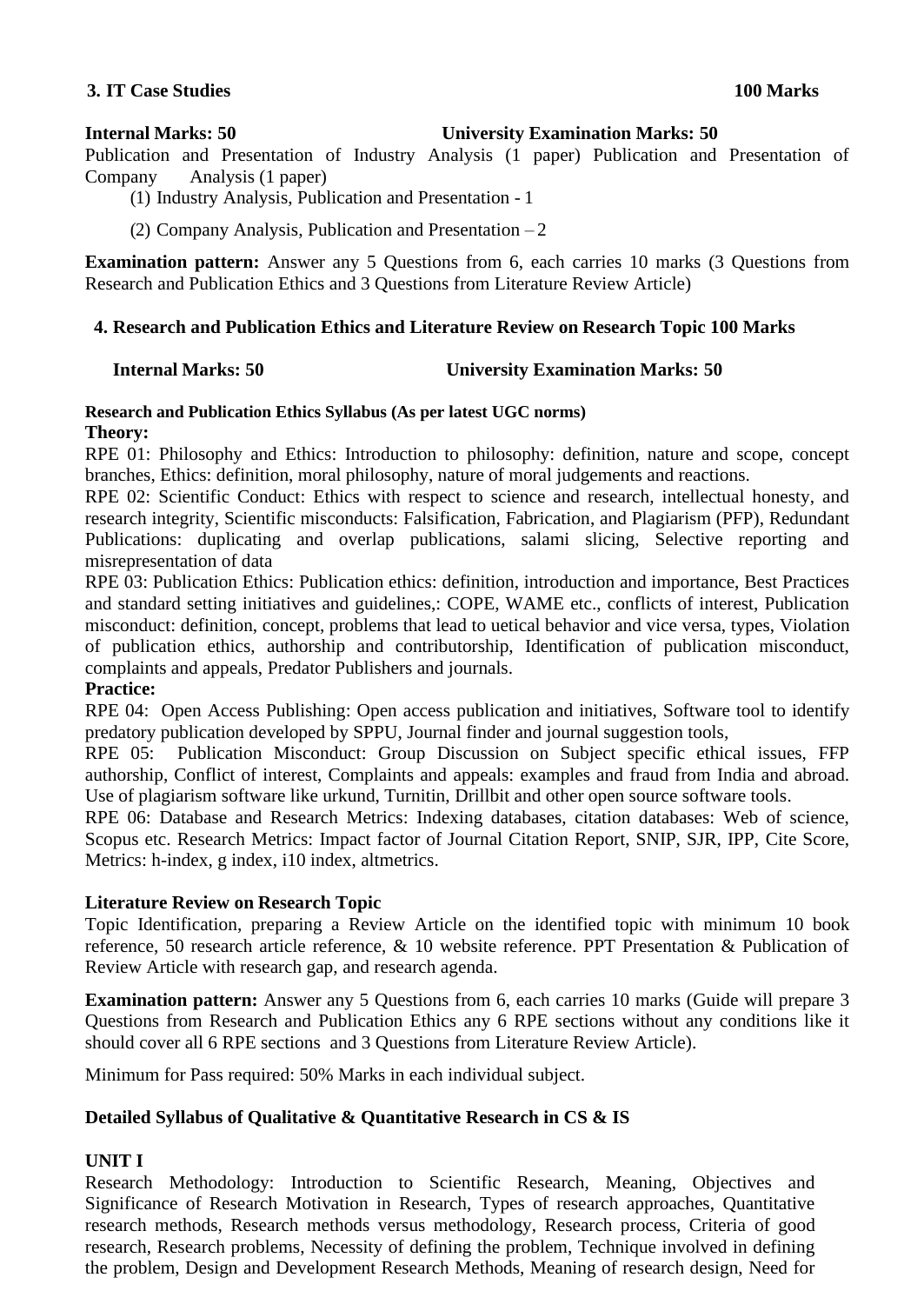**3. IT Case Studies 100 Marks**

**Internal Marks: 50 University Examination Marks: 50**

Publication and Presentation of Industry Analysis (1 paper) Publication and Presentation of Company Analysis (1 paper)

(1) Industry Analysis, Publication and Presentation - 1

(2) Company Analysis, Publication and Presentation – 2

**Examination pattern:** Answer any 5 Questions from 6, each carries 10 marks (3 Questions from Research and Publication Ethics and 3 Questions from Literature Review Article)

**4. Research and Publication Ethics and Literature Review on Research Topic 100 Marks**

**Internal Marks: 50 University Examination Marks: 50**

**Research and Publication Ethics Syllabus (As per latest UGC norms)**

**Theory:**

RPE 01: Philosophy and Ethics: Introduction to philosophy: definition, nature and scope, concept branches, Ethics: definition, moral philosophy, nature of moral judgements and reactions.

RPE 02: Scientific Conduct: Ethics with respect to science and research, intellectual honesty, and research integrity, Scientific misconducts: Falsification, Fabrication, and Plagiarism (PFP), Redundant Publications: duplicating and overlap publications, salami slicing, Selective reporting and misrepresentation of data

RPE 03: Publication Ethics: Publication ethics: definition, introduction and importance, Best Practices and standard setting initiatives and guidelines,: COPE, WAME etc., conflicts of interest, Publication misconduct: definition, concept, problems that lead to uetical behavior and vice versa, types, Violation of publication ethics, authorship and contributorship, Identification of publication misconduct, complaints and appeals, Predator Publishers and journals.

**Practice:**

RPE 04: Open Access Publishing: Open access publication and initiatives, Software tool to identify predatory publication developed by SPPU, Journal finder and journal suggestion tools,

RPE 05: Publication Misconduct: Group Discussion on Subject specific ethical issues, FFP authorship, Conflict of interest, Complaints and appeals: examples and fraud from India and abroad. Use of plagiarism software like urkund, Turnitin, Drillbit and other open source software tools.

RPE 06: Database and Research Metrics: Indexing databases, citation databases: Web of science, Scopus etc. Research Metrics: Impact factor of Journal Citation Report, SNIP, SJR, IPP, Cite Score, Metrics: h-index, g index, i10 index, altmetrics.

**Literature Review on Research Topic**

Topic Identification, preparing a Review Article on the identified topic with minimum 10 book reference, 50 research article reference, & 10 website reference. PPT Presentation & Publication of Review Article with research gap, and research agenda.

**Examination pattern:** Answer any 5 Questions from 6, each carries 10 marks (Guide will prepare 3 Questions from Research and Publication Ethics any 6 RPE sections without any conditions like it should cover all 6 RPE sections and 3 Questions from Literature Review Article).

Minimum for Pass required: 50% Marks in each individual subject.

**Detailed Syllabus of Qualitative & Quantitative Research in CS & IS**

**UNIT I**

Research Methodology: Introduction to Scientific Research, Meaning, Objectives and Significance of Research Motivation in Research, Types of research approaches, Quantitative research methods, Research methods versus methodology, Research process, Criteria of good research, Research problems, Necessity of defining the problem, Technique involved in defining the problem, Design and Development Research Methods, Meaning of research design, Need for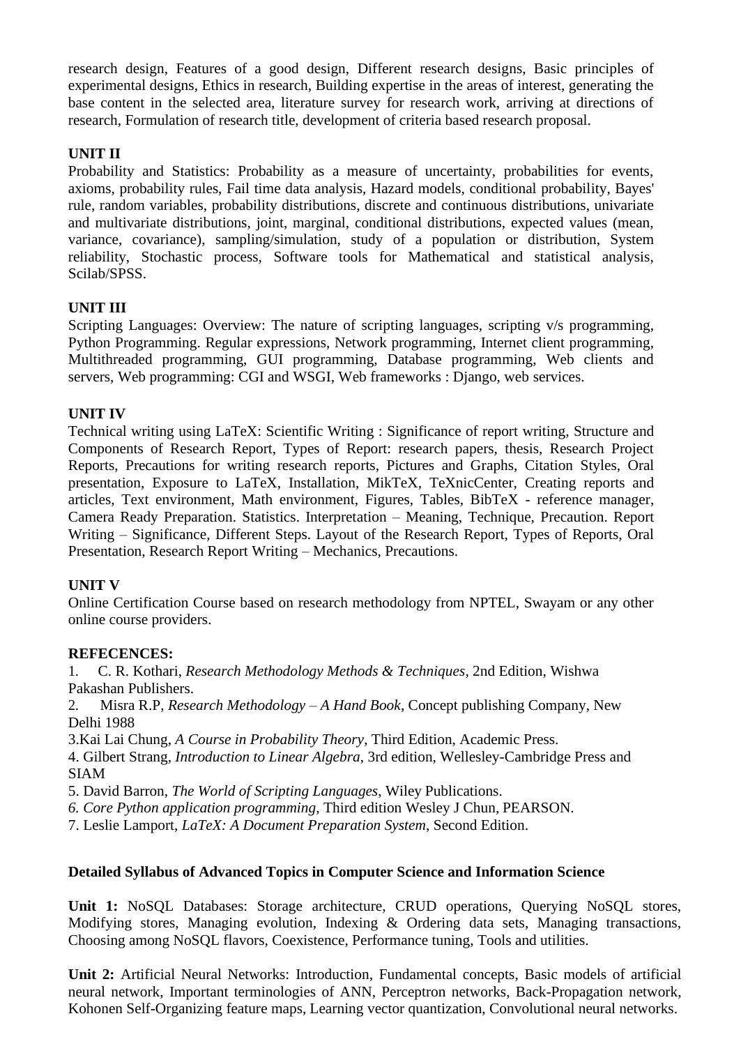research design, Features of a good design, Different research designs, Basic principles of experimental designs, Ethics in research, Building expertise in the areas of interest, generating the base content in the selected area, literature survey for research work, arriving at directions of research, Formulation of research title, development of criteria based research proposal.

**UNIT II**

Probability and Statistics: Probability as a measure of uncertainty, probabilities for events, axioms, probability rules, Fail time data analysis, Hazard models, conditional probability, Bayes' rule, random variables, probability distributions, discrete and continuous distributions, univariate and multivariate distributions, joint, marginal, conditional distributions, expected values (mean, variance, covariance), sampling/simulation, study of a population or distribution, System reliability, Stochastic process, Software tools for Mathematical and statistical analysis, Scilab/SPSS.

**UNIT III**

Scripting Languages: Overview: The nature of scripting languages, scripting v/s programming, Python Programming. Regular expressions, Network programming, Internet client programming, Multithreaded programming, GUI programming, Database programming, Web clients and servers, Web programming: CGI and WSGI, Web frameworks : Django, web services.

**UNIT IV**

Technical writing using LaTeX: Scientific Writing : Significance of report writing, Structure and Components of Research Report, Types of Report: research papers, thesis, Research Project Reports, Precautions for writing research reports, Pictures and Graphs, Citation Styles, Oral presentation, Exposure to LaTeX, Installation, MikTeX, TeXnicCenter, Creating reports and articles, Text environment, Math environment, Figures, Tables, BibTeX - reference manager, Camera Ready Preparation. Statistics. Interpretation – Meaning, Technique, Precaution. Report Writing – Significance, Different Steps. Layout of the Research Report, Types of Reports, Oral Presentation, Research Report Writing – Mechanics, Precautions.

**UNIT V**

Online Certification Course based on research methodology from NPTEL, Swayam or any other online course providers.

**REFECENCES:**

1. C. R. Kothari, *Research Methodology Methods & Techniques*, 2nd Edition, Wishwa Pakashan Publishers.
2. Misra R.P, *Research Methodology – A Hand Book*, Concept publishing Company, New Delhi 1988
3. Kai Lai Chung, *A Course in Probability Theory*, Third Edition, Academic Press.
4. Gilbert Strang, *Introduction to Linear Algebra*, 3rd edition, Wellesley-Cambridge Press and SIAM
5. David Barron, *The World of Scripting Languages*, Wiley Publications.
6. *Core Python application programming*, Third edition Wesley J Chun, PEARSON.
7. Leslie Lamport, *LaTeX: A Document Preparation System*, Second Edition.

**Detailed Syllabus of Advanced Topics in Computer Science and Information Science**

**Unit 1:** NoSQL Databases: Storage architecture, CRUD operations, Querying NoSQL stores, Modifying stores, Managing evolution, Indexing & Ordering data sets, Managing transactions, Choosing among NoSQL flavors, Coexistence, Performance tuning, Tools and utilities.

**Unit 2:** Artificial Neural Networks: Introduction, Fundamental concepts, Basic models of artificial neural network, Important terminologies of ANN, Perceptron networks, Back-Propagation network, Kohonen Self-Organizing feature maps, Learning vector quantization, Convolutional neural networks.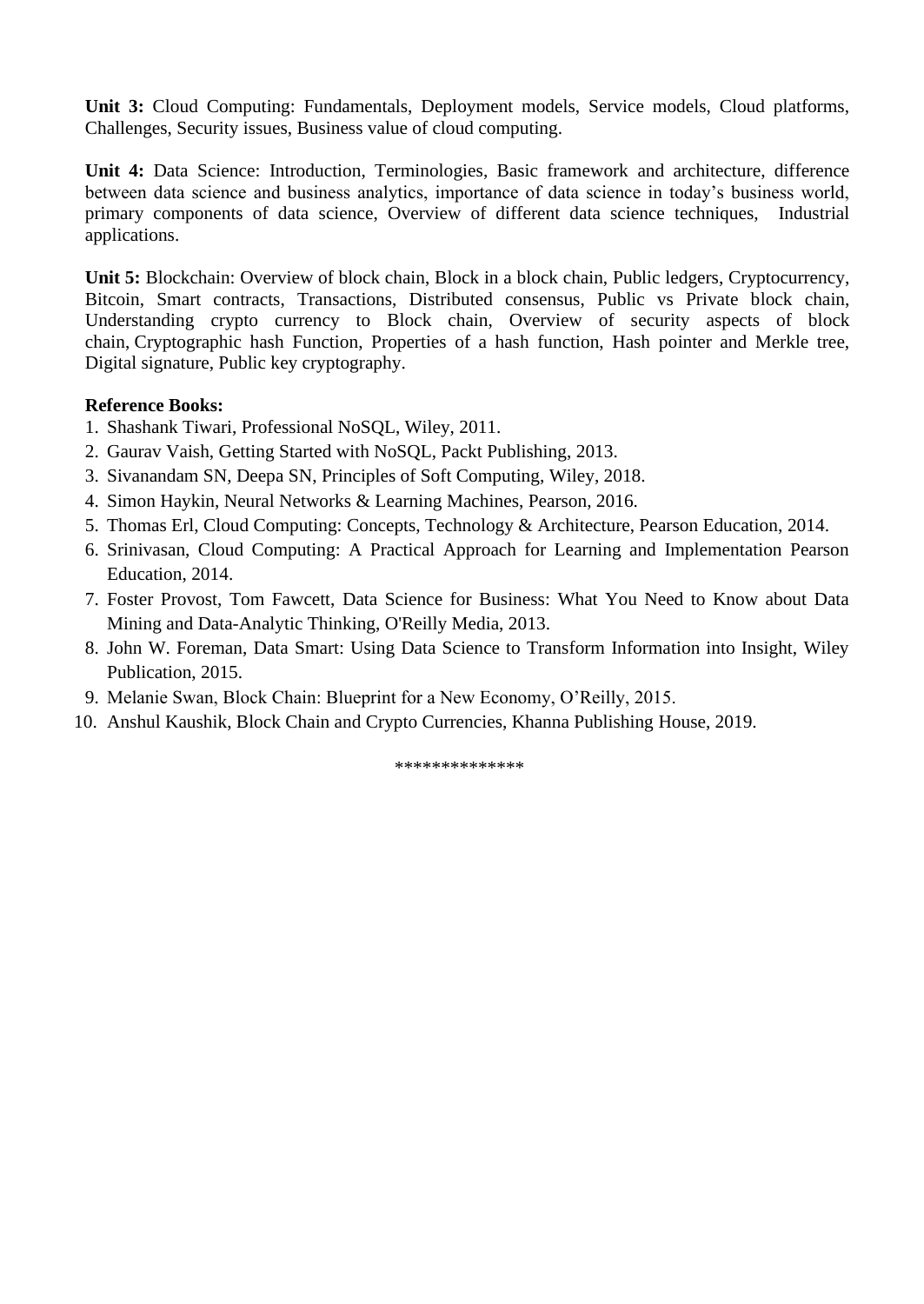**Unit 3:** Cloud Computing: Fundamentals, Deployment models, Service models, Cloud platforms, Challenges, Security issues, Business value of cloud computing.

**Unit 4:** Data Science: Introduction, Terminologies, Basic framework and architecture, difference between data science and business analytics, importance of data science in today's business world, primary components of data science, Overview of different data science techniques, Industrial applications.

**Unit 5:** Blockchain: Overview of block chain, Block in a block chain, Public ledgers, Cryptocurrency, Bitcoin, Smart contracts, Transactions, Distributed consensus, Public vs Private block chain, Understanding crypto currency to Block chain, Overview of security aspects of block chain, Cryptographic hash Function, Properties of a hash function, Hash pointer and Merkle tree, Digital signature, Public key cryptography.

**Reference Books:**

1. Shashank Tiwari, Professional NoSQL, Wiley, 2011.
2. Gaurav Vaish, Getting Started with NoSQL, Packt Publishing, 2013.
3. Sivanandam SN, Deepa SN, Principles of Soft Computing, Wiley, 2018.
4. Simon Haykin, Neural Networks & Learning Machines, Pearson, 2016.
5. Thomas Erl, Cloud Computing: Concepts, Technology & Architecture, Pearson Education, 2014.
6. Srinivasan, Cloud Computing: A Practical Approach for Learning and Implementation Pearson Education, 2014.
7. Foster Provost, Tom Fawcett, Data Science for Business: What You Need to Know about Data Mining and Data-Analytic Thinking, O'Reilly Media, 2013.
8. John W. Foreman, Data Smart: Using Data Science to Transform Information into Insight, Wiley Publication, 2015.
9. Melanie Swan, Block Chain: Blueprint for a New Economy, O'Reilly, 2015.
10. Anshul Kaushik, Block Chain and Crypto Currencies, Khanna Publishing House, 2019.

**************